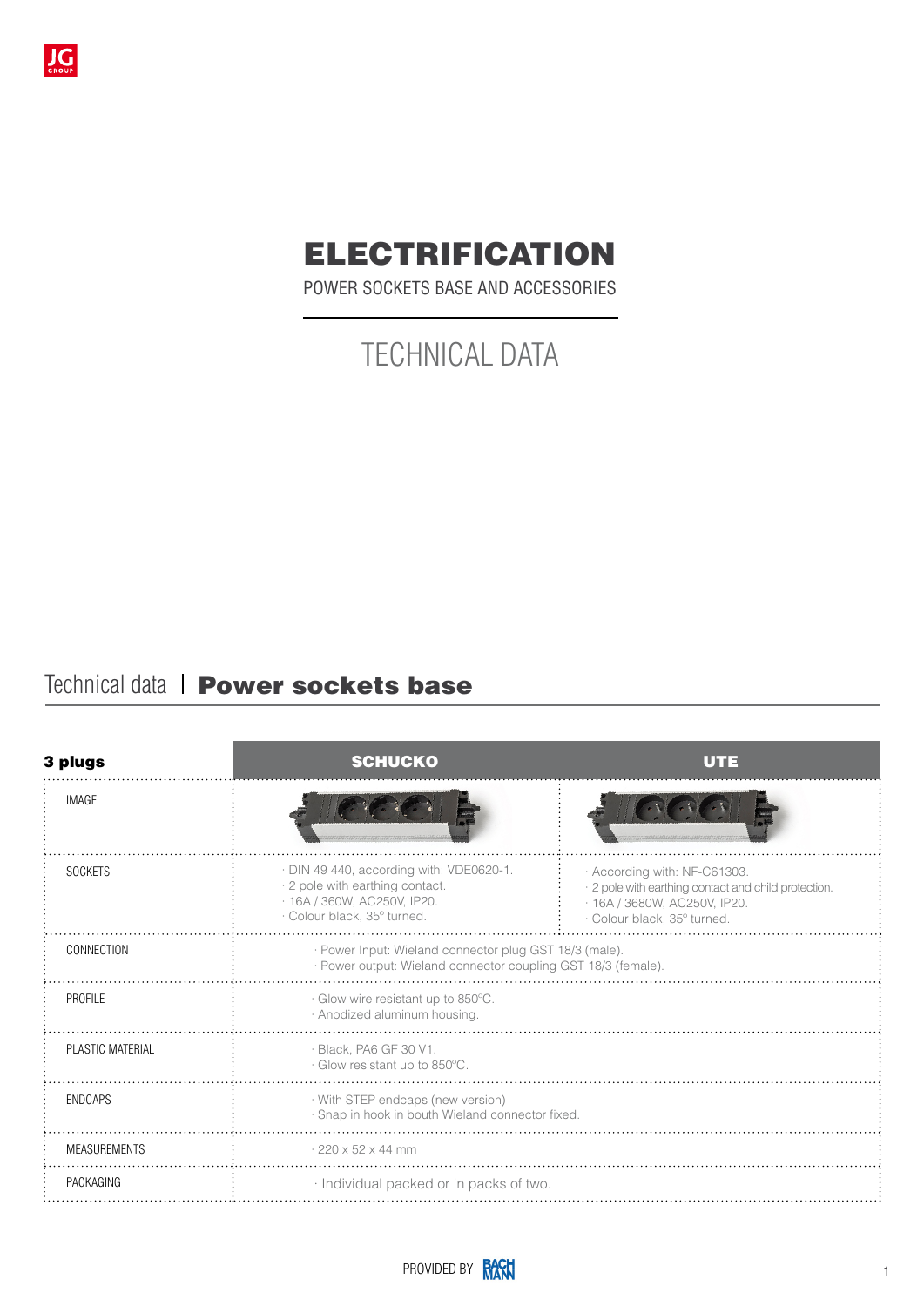# ELECTRIFICATION

POWER SOCKETS BASE AND ACCESSORIES

## TECHNICAL DATA

## Technical data | **Power sockets base**

| **3 plugs** | **SCHUCKO** | **UTE** |
|---|---|---|
| IMAGE | | |
| SOCKETS | · DIN 49 440, according with: VDE0620-1.<br>· 2 pole with earthing contact.<br>· 16A / 360W, AC250V, IP20.<br>· Colour black, 35° turned. | · According with: NF-C61303.<br>· 2 pole with earthing contact and child protection.<br>· 16A / 3680W, AC250V, IP20.<br>· Colour black, 35° turned. |
| CONNECTION | · Power Input: Wieland connector plug GST 18/3 (male).<br>· Power output: Wieland connector coupling GST 18/3 (female). | |
| PROFILE | · Glow wire resistant up to 850ºC.<br>· Anodized aluminum housing. | |
| PLASTIC MATERIAL | · Black, PA6 GF 30 V1.<br>· Glow resistant up to 850ºC. | |
| ENDCAPS | · With STEP endcaps (new version)<br>· Snap in hook in bouth Wieland connector fixed. | |
| MEASUREMENTS | · 220 x 52 x 44 mm | |
| PACKAGING | · Individual packed or in packs of two. | |

PROVIDED BY BACHMANN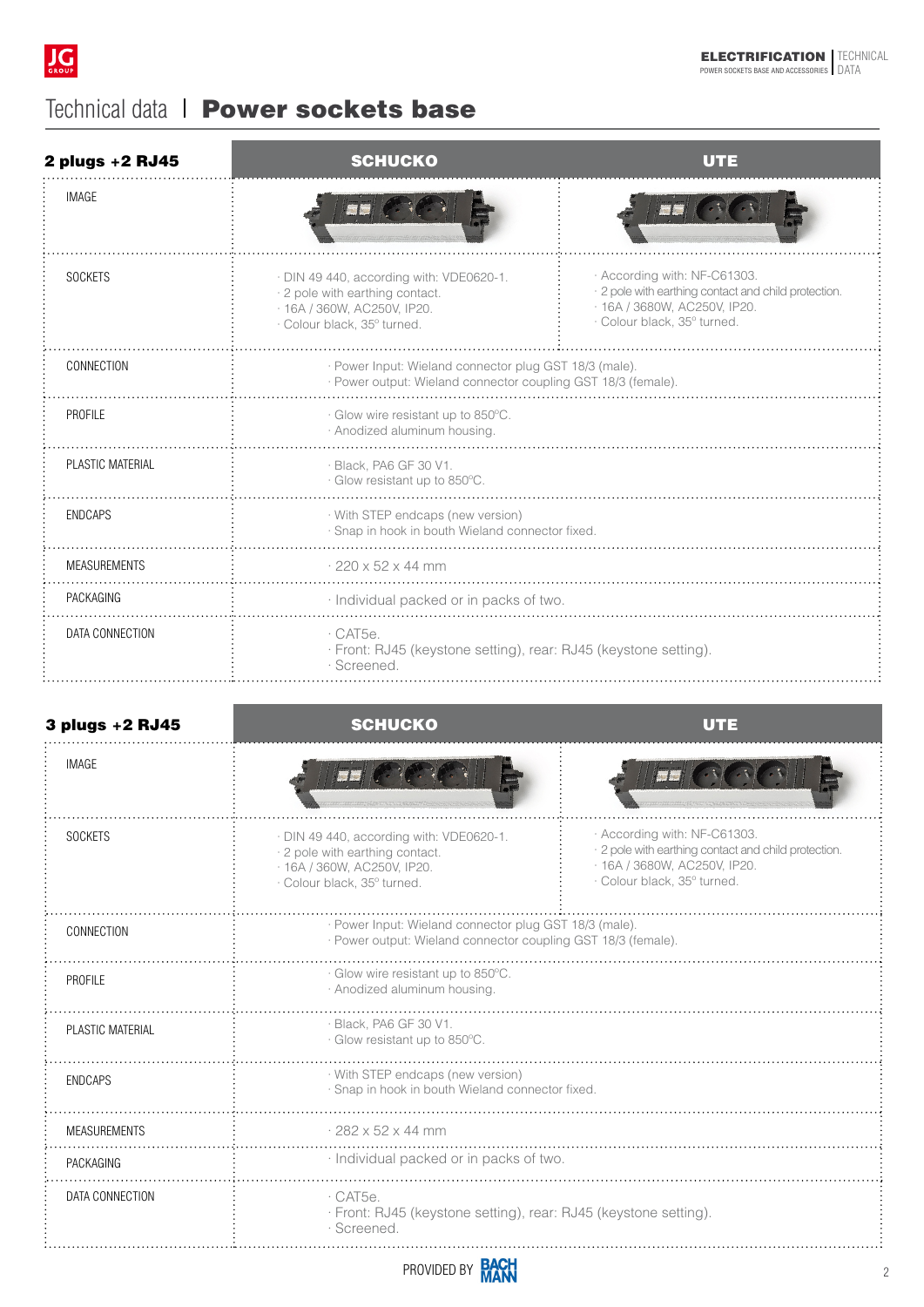# Technical data | **Power sockets base**

| 2 plugs +2 RJ45 | SCHUCKO | UTE |
|---|---|---|
| IMAGE | | |
| SOCKETS | · DIN 49 440, according with: VDE0620-1.<br>· 2 pole with earthing contact.<br>· 16A / 360W, AC250V, IP20.<br>· Colour black, 35º turned. | · According with: NF-C61303.<br>· 2 pole with earthing contact and child protection.<br>· 16A / 3680W, AC250V, IP20.<br>· Colour black, 35º turned. |
| CONNECTION | · Power Input: Wieland connector plug GST 18/3 (male).<br>· Power output: Wieland connector coupling GST 18/3 (female). | |
| PROFILE | · Glow wire resistant up to 850ºC.<br>· Anodized aluminum housing. | |
| PLASTIC MATERIAL | · Black, PA6 GF 30 V1.<br>· Glow resistant up to 850ºC. | |
| ENDCAPS | · With STEP endcaps (new version)<br>· Snap in hook in bouth Wieland connector fixed. | |
| MEASUREMENTS | · 220 x 52 x 44 mm | |
| PACKAGING | · Individual packed or in packs of two. | |
| DATA CONNECTION | · CAT5e.<br>· Front: RJ45 (keystone setting), rear: RJ45 (keystone setting).<br>· Screened. | |

| 3 plugs +2 RJ45 | SCHUCKO | UTE |
|---|---|---|
| IMAGE | | |
| SOCKETS | · DIN 49 440, according with: VDE0620-1.<br>· 2 pole with earthing contact.<br>· 16A / 360W, AC250V, IP20.<br>· Colour black, 35º turned. | · According with: NF-C61303.<br>· 2 pole with earthing contact and child protection.<br>· 16A / 3680W, AC250V, IP20.<br>· Colour black, 35º turned. |
| CONNECTION | · Power Input: Wieland connector plug GST 18/3 (male).<br>· Power output: Wieland connector coupling GST 18/3 (female). | |
| PROFILE | · Glow wire resistant up to 850ºC.<br>· Anodized aluminum housing. | |
| PLASTIC MATERIAL | · Black, PA6 GF 30 V1.<br>· Glow resistant up to 850ºC. | |
| ENDCAPS | · With STEP endcaps (new version)<br>· Snap in hook in bouth Wieland connector fixed. | |
| MEASUREMENTS | · 282 x 52 x 44 mm | |
| PACKAGING | · Individual packed or in packs of two. | |
| DATA CONNECTION | · CAT5e.<br>· Front: RJ45 (keystone setting), rear: RJ45 (keystone setting).<br>· Screened. | |

PROVIDED BY BACHMANN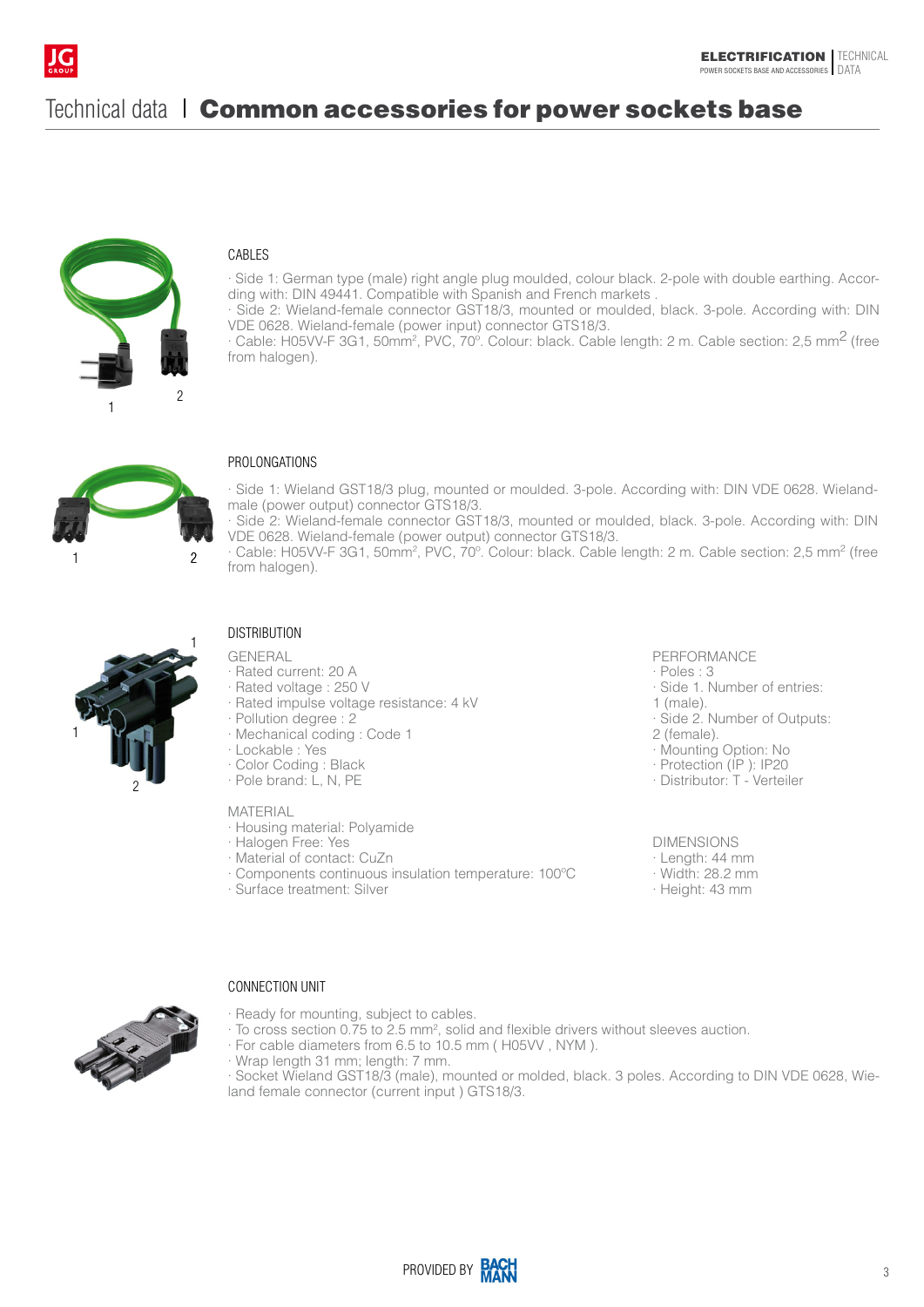# Technical data | **Common accessories for power sockets base**

## CABLES

· Side 1: German type (male) right angle plug moulded, colour black. 2-pole with double earthing. According with: DIN 49441. Compatible with Spanish and French markets .
· Side 2: Wieland-female connector GST18/3, mounted or moulded, black. 3-pole. According with: DIN VDE 0628. Wieland-female (power input) connector GTS18/3.
· Cable: H05VV-F 3G1, 50mm², PVC, 70º. Colour: black. Cable length: 2 m. Cable section: 2,5 mm² (free from halogen).

## PROLONGATIONS

· Side 1: Wieland GST18/3 plug, mounted or moulded. 3-pole. According with: DIN VDE 0628. Wieland-male (power output) connector GTS18/3.
· Side 2: Wieland-female connector GST18/3, mounted or moulded, black. 3-pole. According with: DIN VDE 0628. Wieland-female (power output) connector GTS18/3.
· Cable: H05VV-F 3G1, 50mm², PVC, 70º. Colour: black. Cable length: 2 m. Cable section: 2,5 mm² (free from halogen).

## DISTRIBUTION

GENERAL
· Rated current: 20 A
· Rated voltage : 250 V
· Rated impulse voltage resistance: 4 kV
· Pollution degree : 2
· Mechanical coding : Code 1
· Lockable : Yes
· Color Coding : Black
· Pole brand: L, N, PE

MATERIAL
· Housing material: Polyamide
· Halogen Free: Yes
· Material of contact: CuZn
· Components continuous insulation temperature: 100ºC
· Surface treatment: Silver

PERFORMANCE
· Poles : 3
· Side 1. Number of entries: 1 (male).
· Side 2. Number of Outputs: 2 (female).
· Mounting Option: No
· Protection (IP ): IP20
· Distributor: T - Verteiler

DIMENSIONS
· Length: 44 mm
· Width: 28.2 mm
· Height: 43 mm

## CONNECTION UNIT

· Ready for mounting, subject to cables.
· To cross section 0.75 to 2.5 mm², solid and flexible drivers without sleeves auction.
· For cable diameters from 6.5 to 10.5 mm ( H05VV , NYM ).
· Wrap length 31 mm; length: 7 mm.
· Socket Wieland GST18/3 (male), mounted or molded, black. 3 poles. According to DIN VDE 0628, Wieland female connector (current input ) GTS18/3.

PROVIDED BY BACHMANN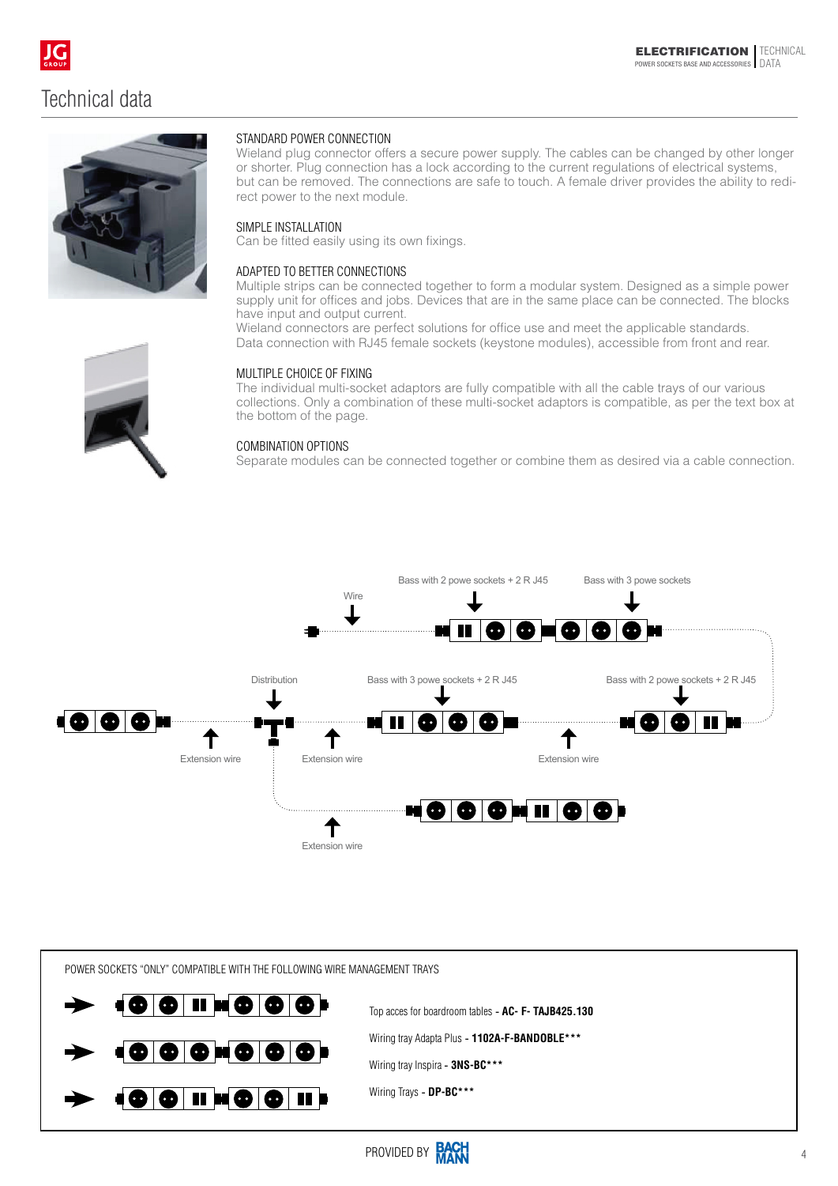# Technical data

### STANDARD POWER CONNECTION

Wieland plug connector offers a secure power supply. The cables can be changed by other longer or shorter. Plug connection has a lock according to the current regulations of electrical systems, but can be removed. The connections are safe to touch. A female driver provides the ability to redirect power to the next module.

### SIMPLE INSTALLATION

Can be fitted easily using its own fixings.

### ADAPTED TO BETTER CONNECTIONS

Multiple strips can be connected together to form a modular system. Designed as a simple power supply unit for offices and jobs. Devices that are in the same place can be connected. The blocks have input and output current.
Wieland connectors are perfect solutions for office use and meet the applicable standards.
Data connection with RJ45 female sockets (keystone modules), accessible from front and rear.

### MULTIPLE CHOICE OF FIXING

The individual multi-socket adaptors are fully compatible with all the cable trays of our various collections. Only a combination of these multi-socket adaptors is compatible, as per the text box at the bottom of the page.

### COMBINATION OPTIONS

Separate modules can be connected together or combine them as desired via a cable connection.

Wire
Bass with 2 powe sockets + 2 R J45
Bass with 3 powe sockets
Distribution
Bass with 3 powe sockets + 2 R J45
Bass with 2 powe sockets + 2 R J45
Extension wire
Extension wire
Extension wire
Extension wire

POWER SOCKETS "ONLY" COMPATIBLE WITH THE FOLLOWING WIRE MANAGEMENT TRAYS

- Top acces for boardroom tables - **AC- F- TAJB425.130**
- Wiring tray Adapta Plus - **1102A-F-BANDOBLE*****
- Wiring tray Inspira - **3NS-BC*****
- Wiring Trays - **DP-BC*****

PROVIDED BY BACHMANN